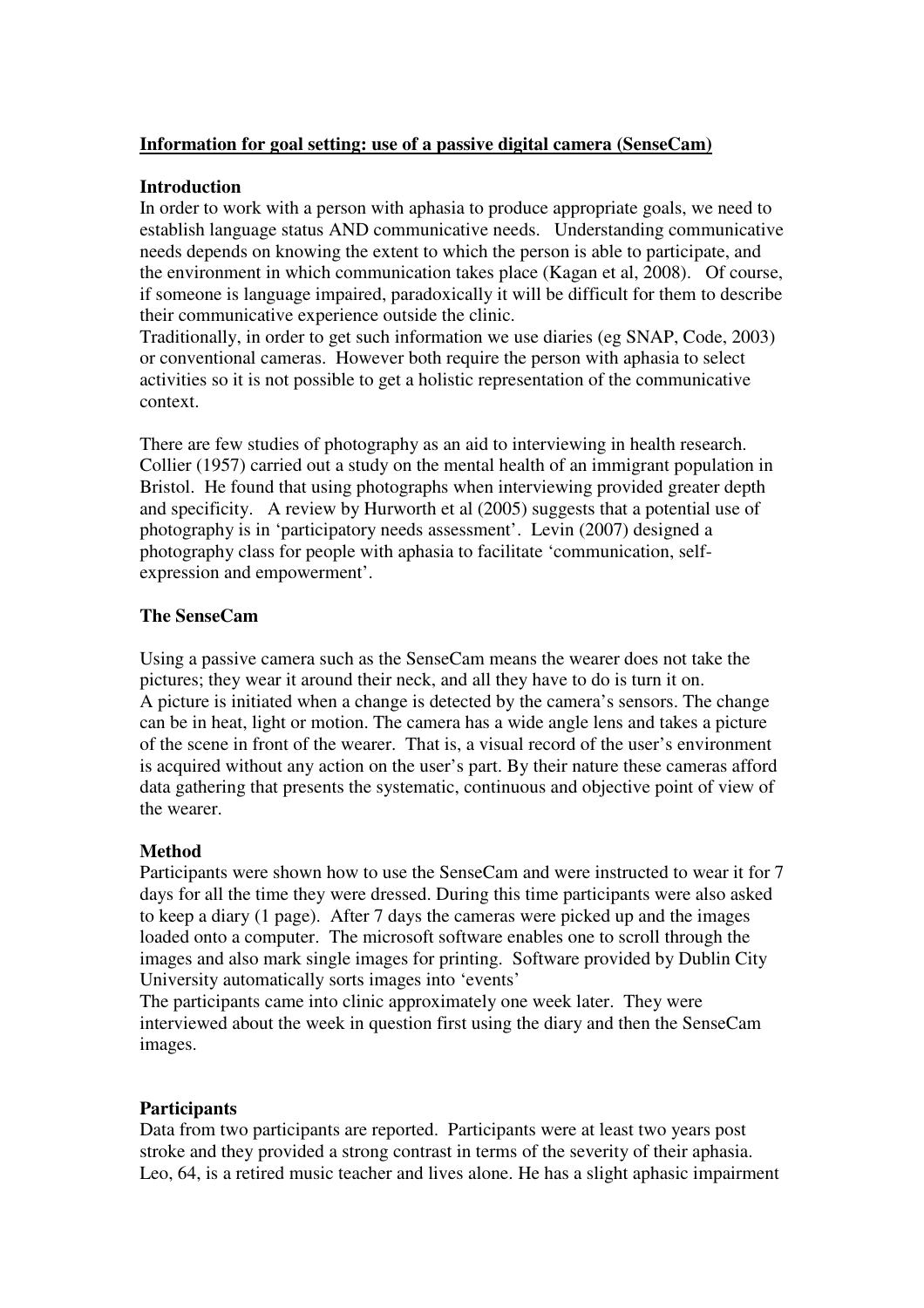**Information for goal setting: use of a passive digital camera (SenseCam)**

**Introduction**

In order to work with a person with aphasia to produce appropriate goals, we need to establish language status AND communicative needs. Understanding communicative needs depends on knowing the extent to which the person is able to participate, and the environment in which communication takes place (Kagan et al, 2008). Of course, if someone is language impaired, paradoxically it will be difficult for them to describe their communicative experience outside the clinic.

Traditionally, in order to get such information we use diaries (eg SNAP, Code, 2003) or conventional cameras. However both require the person with aphasia to select activities so it is not possible to get a holistic representation of the communicative context.

There are few studies of photography as an aid to interviewing in health research. Collier (1957) carried out a study on the mental health of an immigrant population in Bristol. He found that using photographs when interviewing provided greater depth and specificity. A review by Hurworth et al (2005) suggests that a potential use of photography is in 'participatory needs assessment'. Levin (2007) designed a photography class for people with aphasia to facilitate 'communication, self-expression and empowerment'.

**The SenseCam**

Using a passive camera such as the SenseCam means the wearer does not take the pictures; they wear it around their neck, and all they have to do is turn it on.

A picture is initiated when a change is detected by the camera's sensors. The change can be in heat, light or motion. The camera has a wide angle lens and takes a picture of the scene in front of the wearer. That is, a visual record of the user's environment is acquired without any action on the user's part. By their nature these cameras afford data gathering that presents the systematic, continuous and objective point of view of the wearer.

**Method**

Participants were shown how to use the SenseCam and were instructed to wear it for 7 days for all the time they were dressed. During this time participants were also asked to keep a diary (1 page). After 7 days the cameras were picked up and the images loaded onto a computer. The microsoft software enables one to scroll through the images and also mark single images for printing. Software provided by Dublin City University automatically sorts images into 'events'

The participants came into clinic approximately one week later. They were interviewed about the week in question first using the diary and then the SenseCam images.

**Participants**

Data from two participants are reported. Participants were at least two years post stroke and they provided a strong contrast in terms of the severity of their aphasia. Leo, 64, is a retired music teacher and lives alone. He has a slight aphasic impairment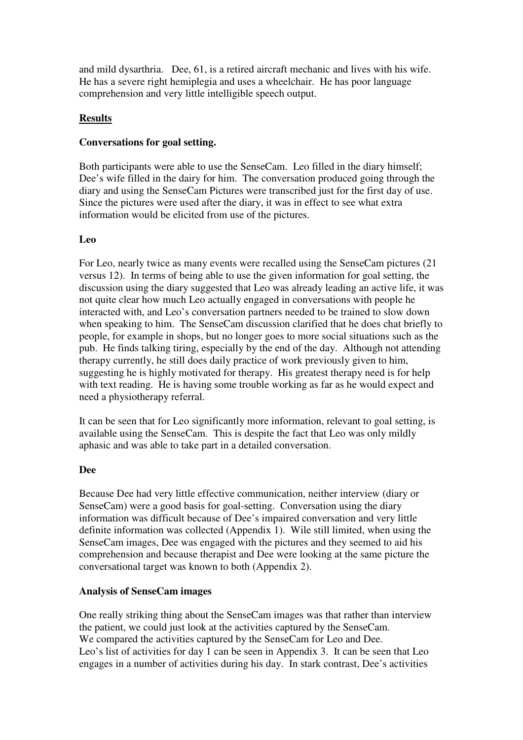and mild dysarthria. Dee, 61, is a retired aircraft mechanic and lives with his wife. He has a severe right hemiplegia and uses a wheelchair. He has poor language comprehension and very little intelligible speech output.

## Results

### Conversations for goal setting.

Both participants were able to use the SenseCam. Leo filled in the diary himself; Dee's wife filled in the dairy for him. The conversation produced going through the diary and using the SenseCam Pictures were transcribed just for the first day of use. Since the pictures were used after the diary, it was in effect to see what extra information would be elicited from use of the pictures.

### Leo

For Leo, nearly twice as many events were recalled using the SenseCam pictures (21 versus 12). In terms of being able to use the given information for goal setting, the discussion using the diary suggested that Leo was already leading an active life, it was not quite clear how much Leo actually engaged in conversations with people he interacted with, and Leo's conversation partners needed to be trained to slow down when speaking to him. The SenseCam discussion clarified that he does chat briefly to people, for example in shops, but no longer goes to more social situations such as the pub. He finds talking tiring, especially by the end of the day. Although not attending therapy currently, he still does daily practice of work previously given to him, suggesting he is highly motivated for therapy. His greatest therapy need is for help with text reading. He is having some trouble working as far as he would expect and need a physiotherapy referral.

It can be seen that for Leo significantly more information, relevant to goal setting, is available using the SenseCam. This is despite the fact that Leo was only mildly aphasic and was able to take part in a detailed conversation.

### Dee

Because Dee had very little effective communication, neither interview (diary or SenseCam) were a good basis for goal-setting. Conversation using the diary information was difficult because of Dee's impaired conversation and very little definite information was collected (Appendix 1). Wile still limited, when using the SenseCam images, Dee was engaged with the pictures and they seemed to aid his comprehension and because therapist and Dee were looking at the same picture the conversational target was known to both (Appendix 2).

### Analysis of SenseCam images

One really striking thing about the SenseCam images was that rather than interview the patient, we could just look at the activities captured by the SenseCam.
We compared the activities captured by the SenseCam for Leo and Dee.
Leo's list of activities for day 1 can be seen in Appendix 3. It can be seen that Leo engages in a number of activities during his day. In stark contrast, Dee's activities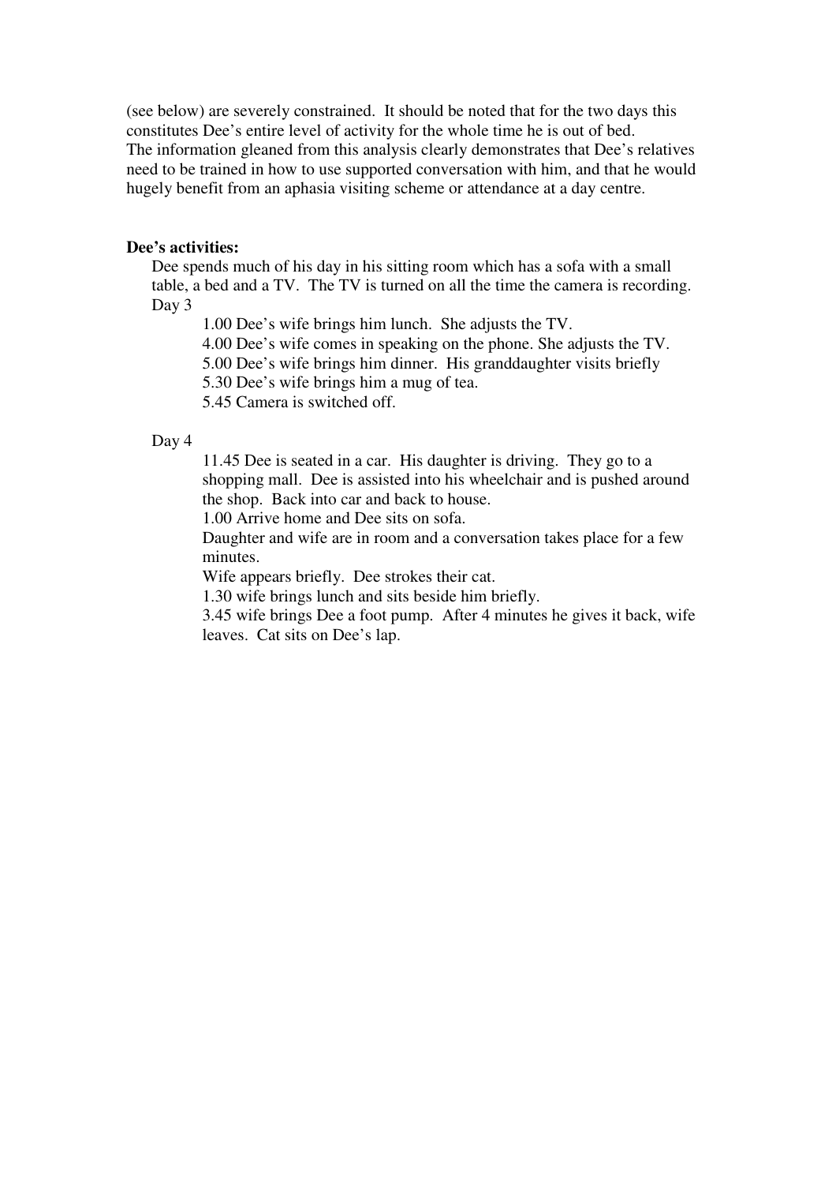(see below) are severely constrained. It should be noted that for the two days this constitutes Dee's entire level of activity for the whole time he is out of bed.
The information gleaned from this analysis clearly demonstrates that Dee's relatives need to be trained in how to use supported conversation with him, and that he would hugely benefit from an aphasia visiting scheme or attendance at a day centre.

**Dee's activities:**

Dee spends much of his day in his sitting room which has a sofa with a small table, a bed and a TV. The TV is turned on all the time the camera is recording.

Day 3

1.00 Dee's wife brings him lunch. She adjusts the TV.
4.00 Dee's wife comes in speaking on the phone. She adjusts the TV.
5.00 Dee's wife brings him dinner. His granddaughter visits briefly
5.30 Dee's wife brings him a mug of tea.
5.45 Camera is switched off.

Day 4

11.45 Dee is seated in a car. His daughter is driving. They go to a shopping mall. Dee is assisted into his wheelchair and is pushed around the shop. Back into car and back to house.
1.00 Arrive home and Dee sits on sofa.
Daughter and wife are in room and a conversation takes place for a few minutes.
Wife appears briefly. Dee strokes their cat.
1.30 wife brings lunch and sits beside him briefly.
3.45 wife brings Dee a foot pump. After 4 minutes he gives it back, wife leaves. Cat sits on Dee's lap.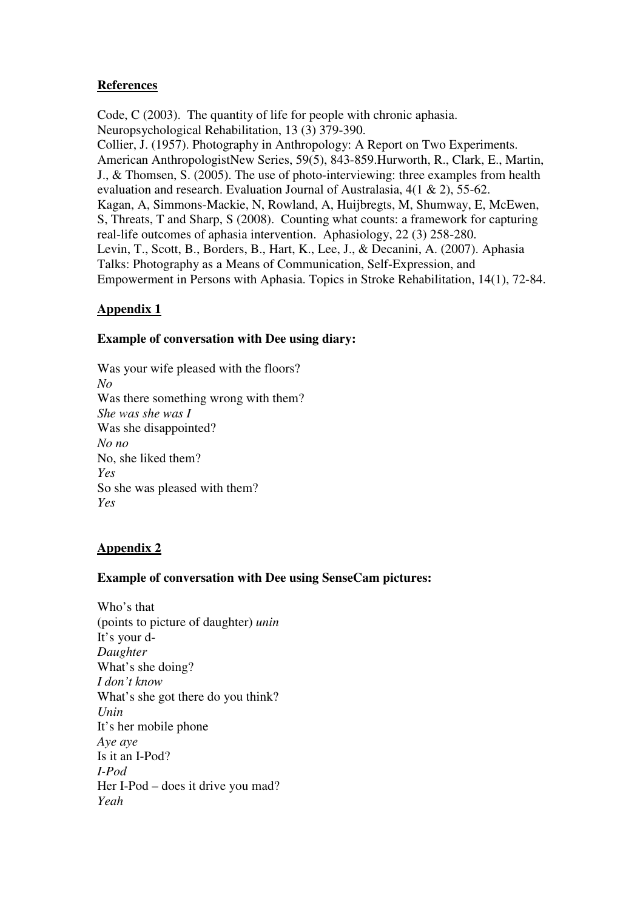## References

Code, C (2003). The quantity of life for people with chronic aphasia. Neuropsychological Rehabilitation, 13 (3) 379-390.

Collier, J. (1957). Photography in Anthropology: A Report on Two Experiments. American AnthropologistNew Series, 59(5), 843-859.Hurworth, R., Clark, E., Martin, J., & Thomsen, S. (2005). The use of photo-interviewing: three examples from health evaluation and research. Evaluation Journal of Australasia, 4(1 & 2), 55-62.

Kagan, A, Simmons-Mackie, N, Rowland, A, Huijbregts, M, Shumway, E, McEwen, S, Threats, T and Sharp, S (2008). Counting what counts: a framework for capturing real-life outcomes of aphasia intervention. Aphasiology, 22 (3) 258-280.

Levin, T., Scott, B., Borders, B., Hart, K., Lee, J., & Decanini, A. (2007). Aphasia Talks: Photography as a Means of Communication, Self-Expression, and Empowerment in Persons with Aphasia. Topics in Stroke Rehabilitation, 14(1), 72-84.

## Appendix 1

**Example of conversation with Dee using diary:**

Was your wife pleased with the floors?  
*No*  
Was there something wrong with them?  
*She was she was I*  
Was she disappointed?  
*No no*  
No, she liked them?  
*Yes*  
So she was pleased with them?  
*Yes*

## Appendix 2

**Example of conversation with Dee using SenseCam pictures:**

Who's that  
(points to picture of daughter) *unin*  
It's your d-  
*Daughter*  
What's she doing?  
*I don't know*  
What's she got there do you think?  
*Unin*  
It's her mobile phone  
*Aye aye*  
Is it an I-Pod?  
*I-Pod*  
Her I-Pod – does it drive you mad?  
*Yeah*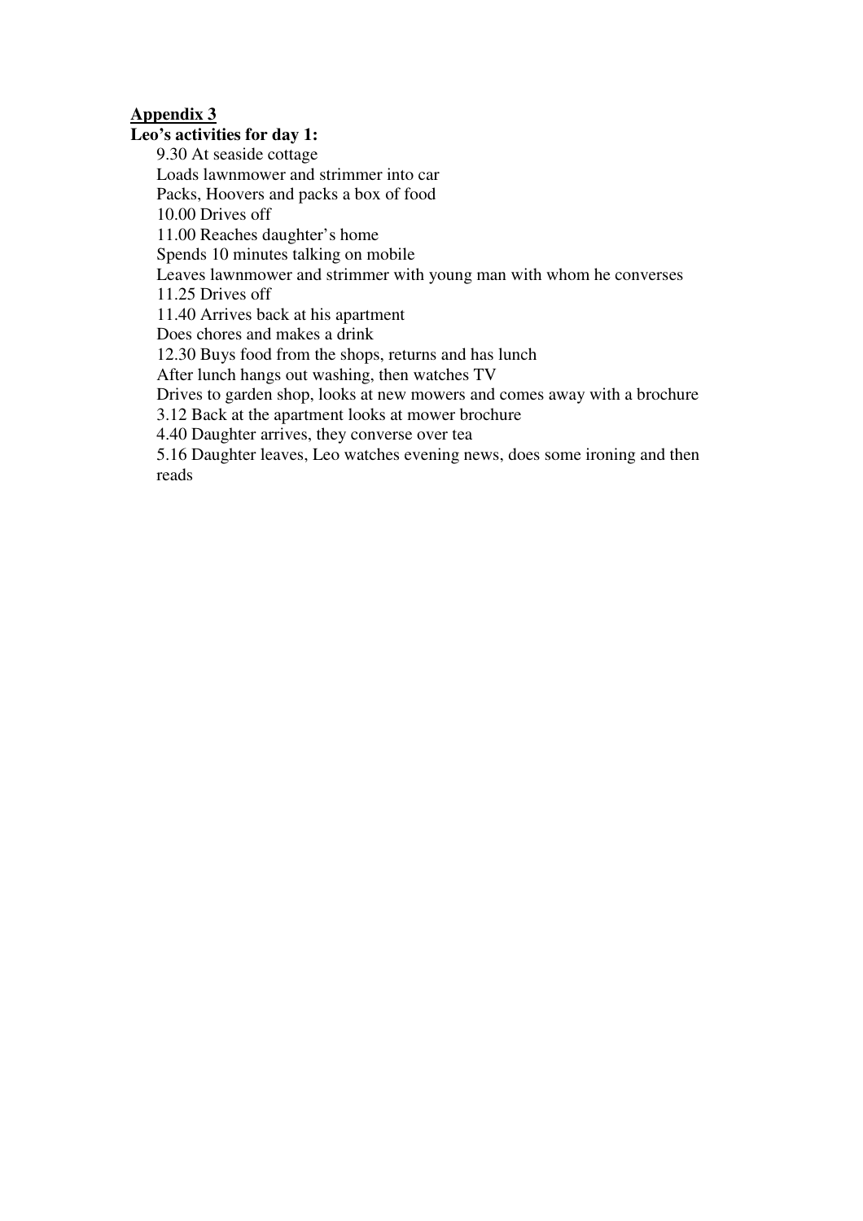**Appendix 3**

**Leo's activities for day 1:**

9.30 At seaside cottage
Loads lawnmower and strimmer into car
Packs, Hoovers and packs a box of food
10.00 Drives off
11.00 Reaches daughter's home
Spends 10 minutes talking on mobile
Leaves lawnmower and strimmer with young man with whom he converses
11.25 Drives off
11.40 Arrives back at his apartment
Does chores and makes a drink
12.30 Buys food from the shops, returns and has lunch
After lunch hangs out washing, then watches TV
Drives to garden shop, looks at new mowers and comes away with a brochure
3.12 Back at the apartment looks at mower brochure
4.40 Daughter arrives, they converse over tea
5.16 Daughter leaves, Leo watches evening news, does some ironing and then reads